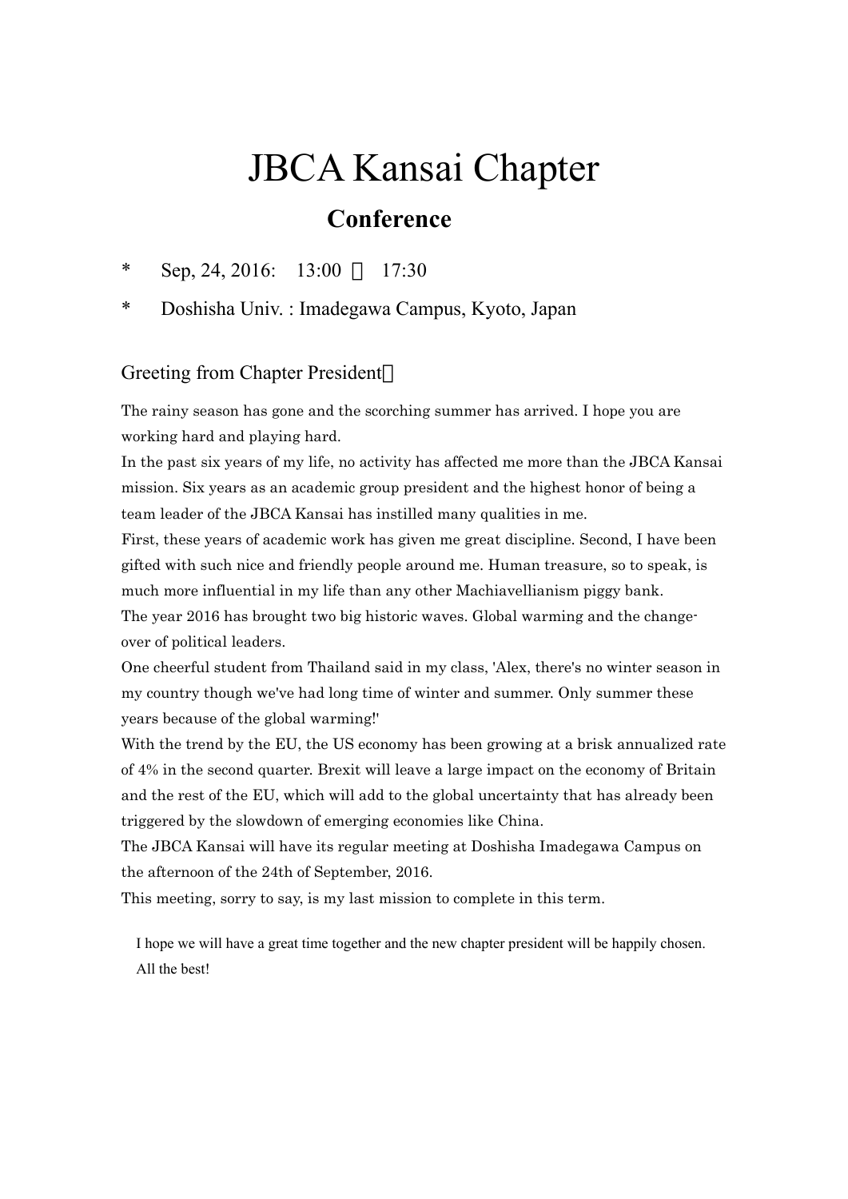#  JBCA Kansai Chapter

## Conference

* Sep, 24, 2016: 13:00 ～ 17:30

* Doshisha Univ. : Imadegawa Campus, Kyoto, Japan

Greeting from Chapter President：

The rainy season has gone and the scorching summer has arrived. I hope you are working hard and playing hard.

In the past six years of my life, no activity has affected me more than the JBCA Kansai mission. Six years as an academic group president and the highest honor of being a team leader of the JBCA Kansai has instilled many qualities in me.

First, these years of academic work has given me great discipline. Second, I have been gifted with such nice and friendly people around me. Human treasure, so to speak, is much more influential in my life than any other Machiavellianism piggy bank.

The year 2016 has brought two big historic waves. Global warming and the change-over of political leaders.

One cheerful student from Thailand said in my class, 'Alex, there's no winter season in my country though we've had long time of winter and summer. Only summer these years because of the global warming!'

With the trend by the EU, the US economy has been growing at a brisk annualized rate of 4% in the second quarter. Brexit will leave a large impact on the economy of Britain and the rest of the EU, which will add to the global uncertainty that has already been triggered by the slowdown of emerging economies like China.

The JBCA Kansai will have its regular meeting at Doshisha Imadegawa Campus on the afternoon of the 24th of September, 2016.

This meeting, sorry to say, is my last mission to complete in this term.

I hope we will have a great time together and the new chapter president will be happily chosen.
All the best!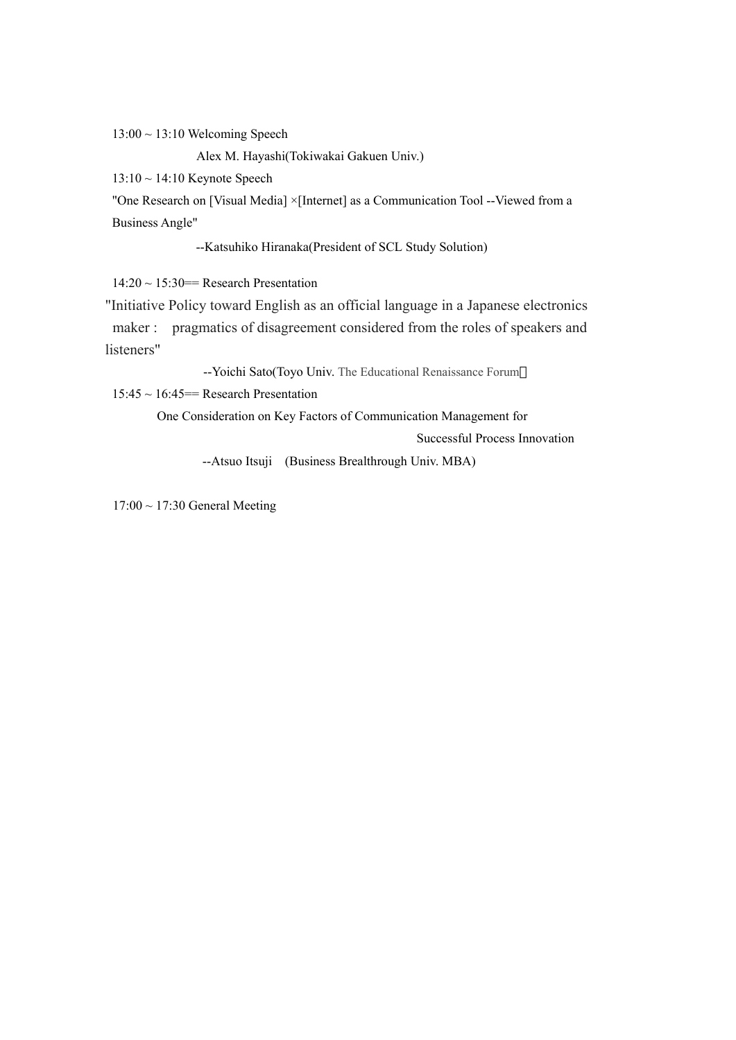13:00 ~ 13:10 Welcoming Speech

Alex M. Hayashi(Tokiwakai Gakuen Univ.)

13:10 ~ 14:10 Keynote Speech

"One Research on [Visual Media] ×[Internet] as a Communication Tool --Viewed from a Business Angle"

--Katsuhiko Hiranaka(President of SCL Study Solution)

14:20 ~ 15:30== Research Presentation

"Initiative Policy toward English as an official language in a Japanese electronics maker : pragmatics of disagreement considered from the roles of speakers and listeners"

--Yoichi Sato(Toyo Univ. The Educational Renaissance Forum）

15:45 ~ 16:45== Research Presentation

One Consideration on Key Factors of Communication Management for Successful Process Innovation

--Atsuo Itsuji (Business Brealthrough Univ. MBA)

17:00 ~ 17:30 General Meeting